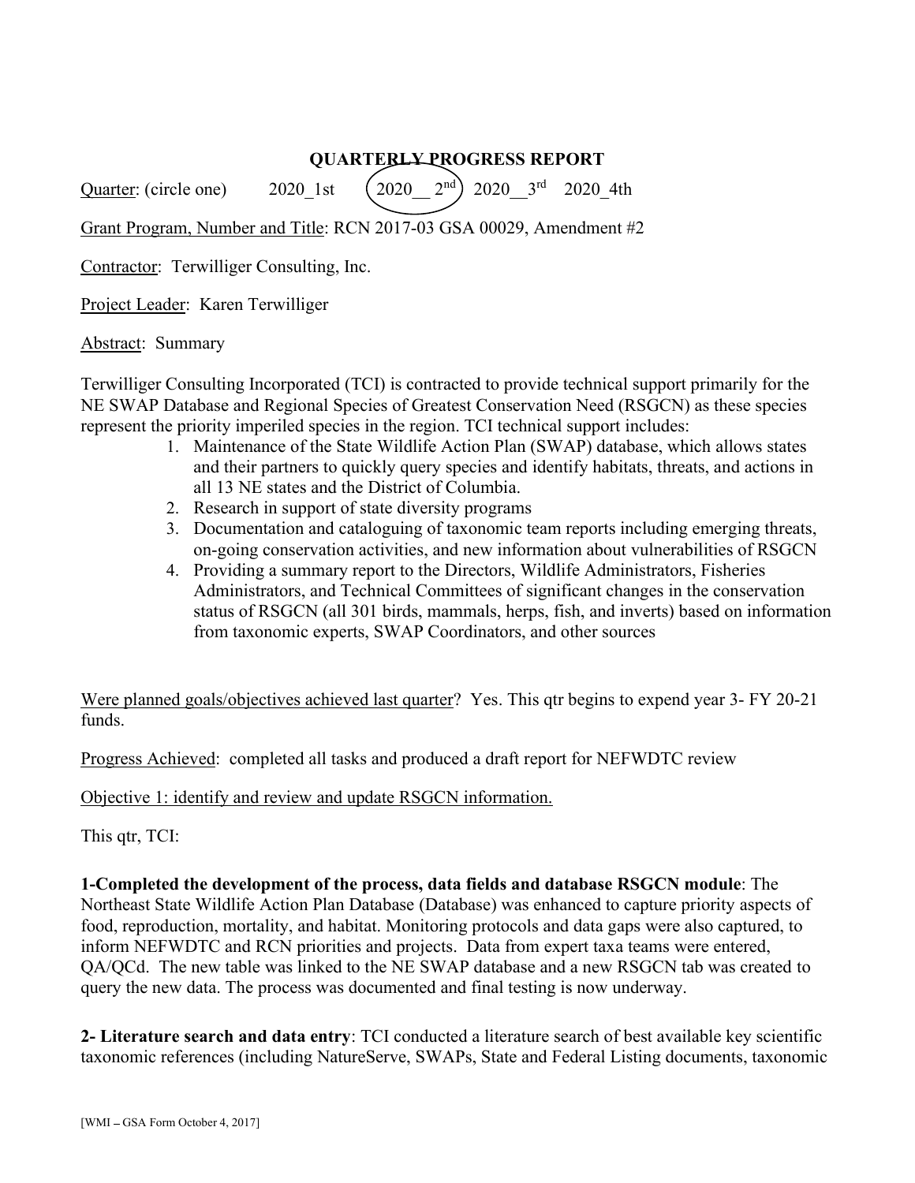# QUARTERLY PROGRESS REPORT

Quarter: (circle one) 2020_1st (2020__ 2nd) 2020__3rd 2020_4th

Grant Program, Number and Title: RCN 2017-03 GSA 00029, Amendment #2

Contractor: Terwilliger Consulting, Inc.

Project Leader: Karen Terwilliger

Abstract: Summary

Terwilliger Consulting Incorporated (TCI) is contracted to provide technical support primarily for the NE SWAP Database and Regional Species of Greatest Conservation Need (RSGCN) as these species represent the priority imperiled species in the region. TCI technical support includes:

1. Maintenance of the State Wildlife Action Plan (SWAP) database, which allows states and their partners to quickly query species and identify habitats, threats, and actions in all 13 NE states and the District of Columbia.
2. Research in support of state diversity programs
3. Documentation and cataloguing of taxonomic team reports including emerging threats, on-going conservation activities, and new information about vulnerabilities of RSGCN
4. Providing a summary report to the Directors, Wildlife Administrators, Fisheries Administrators, and Technical Committees of significant changes in the conservation status of RSGCN (all 301 birds, mammals, herps, fish, and inverts) based on information from taxonomic experts, SWAP Coordinators, and other sources

Were planned goals/objectives achieved last quarter? Yes. This qtr begins to expend year 3- FY 20-21 funds.

Progress Achieved: completed all tasks and produced a draft report for NEFWDTC review

Objective 1: identify and review and update RSGCN information.

This qtr, TCI:

**1-Completed the development of the process, data fields and database RSGCN module**: The Northeast State Wildlife Action Plan Database (Database) was enhanced to capture priority aspects of food, reproduction, mortality, and habitat. Monitoring protocols and data gaps were also captured, to inform NEFWDTC and RCN priorities and projects. Data from expert taxa teams were entered, QA/QCd. The new table was linked to the NE SWAP database and a new RSGCN tab was created to query the new data. The process was documented and final testing is now underway.

**2- Literature search and data entry**: TCI conducted a literature search of best available key scientific taxonomic references (including NatureServe, SWAPs, State and Federal Listing documents, taxonomic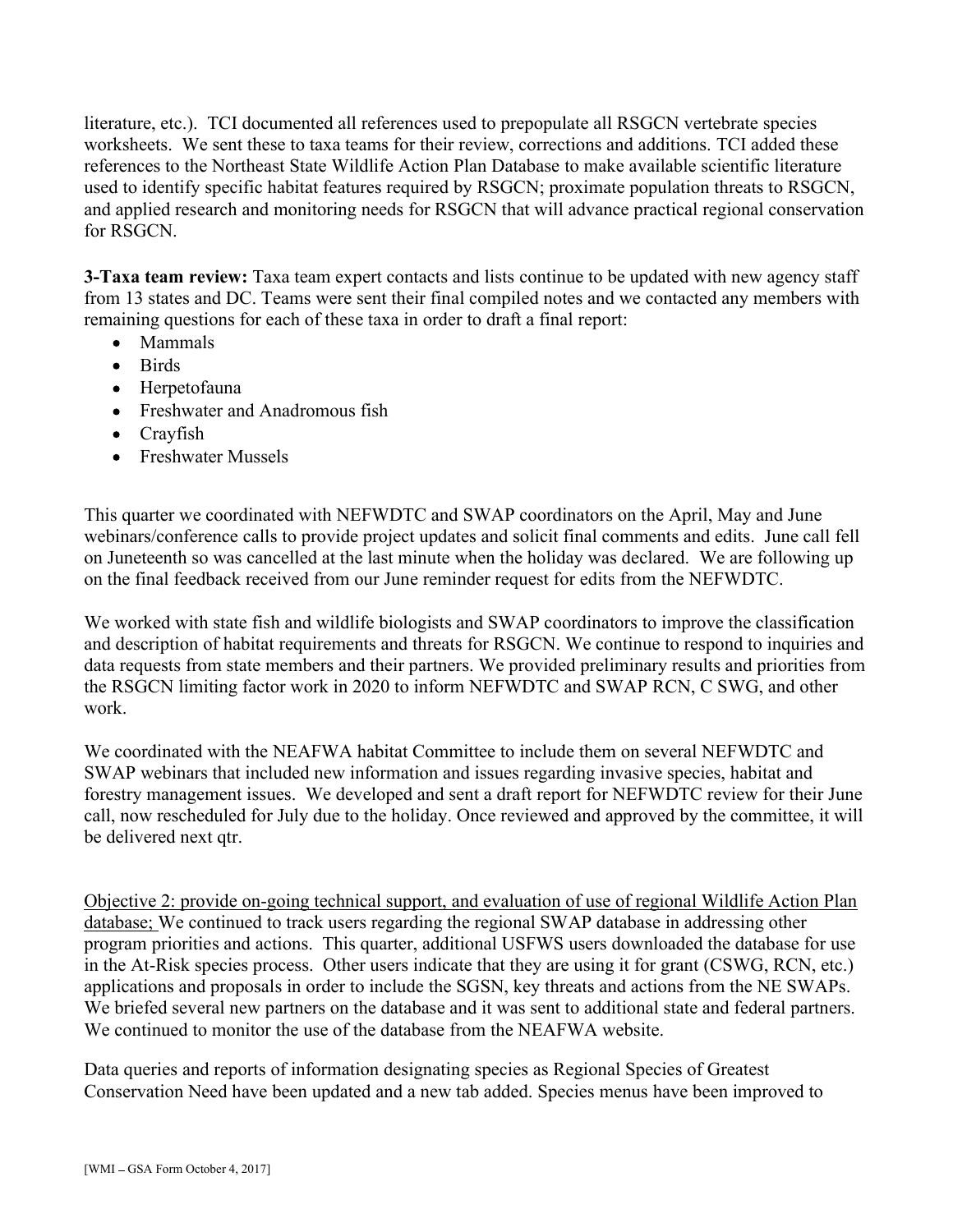literature, etc.). TCI documented all references used to prepopulate all RSGCN vertebrate species worksheets. We sent these to taxa teams for their review, corrections and additions. TCI added these references to the Northeast State Wildlife Action Plan Database to make available scientific literature used to identify specific habitat features required by RSGCN; proximate population threats to RSGCN, and applied research and monitoring needs for RSGCN that will advance practical regional conservation for RSGCN.

**3-Taxa team review:** Taxa team expert contacts and lists continue to be updated with new agency staff from 13 states and DC. Teams were sent their final compiled notes and we contacted any members with remaining questions for each of these taxa in order to draft a final report:

- Mammals
- Birds
- Herpetofauna
- Freshwater and Anadromous fish
- Crayfish
- Freshwater Mussels

This quarter we coordinated with NEFWDTC and SWAP coordinators on the April, May and June webinars/conference calls to provide project updates and solicit final comments and edits. June call fell on Juneteenth so was cancelled at the last minute when the holiday was declared. We are following up on the final feedback received from our June reminder request for edits from the NEFWDTC.

We worked with state fish and wildlife biologists and SWAP coordinators to improve the classification and description of habitat requirements and threats for RSGCN. We continue to respond to inquiries and data requests from state members and their partners. We provided preliminary results and priorities from the RSGCN limiting factor work in 2020 to inform NEFWDTC and SWAP RCN, C SWG, and other work.

We coordinated with the NEAFWA habitat Committee to include them on several NEFWDTC and SWAP webinars that included new information and issues regarding invasive species, habitat and forestry management issues. We developed and sent a draft report for NEFWDTC review for their June call, now rescheduled for July due to the holiday. Once reviewed and approved by the committee, it will be delivered next qtr.

<u>Objective 2: provide on-going technical support, and evaluation of use of regional Wildlife Action Plan database;</u> We continued to track users regarding the regional SWAP database in addressing other program priorities and actions. This quarter, additional USFWS users downloaded the database for use in the At-Risk species process. Other users indicate that they are using it for grant (CSWG, RCN, etc.) applications and proposals in order to include the SGSN, key threats and actions from the NE SWAPs. We briefed several new partners on the database and it was sent to additional state and federal partners. We continued to monitor the use of the database from the NEAFWA website.

Data queries and reports of information designating species as Regional Species of Greatest Conservation Need have been updated and a new tab added. Species menus have been improved to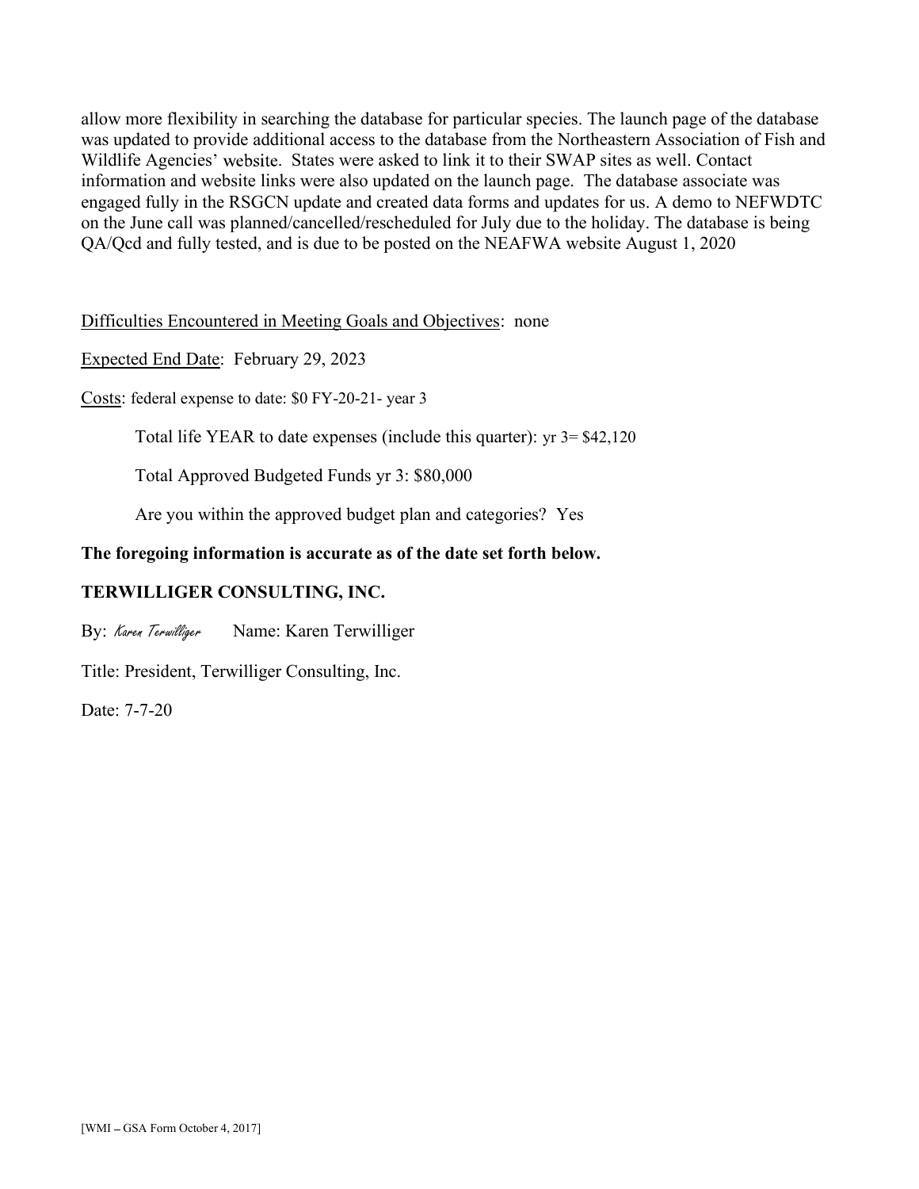allow more flexibility in searching the database for particular species. The launch page of the database was updated to provide additional access to the database from the Northeastern Association of Fish and Wildlife Agencies' website. States were asked to link it to their SWAP sites as well. Contact information and website links were also updated on the launch page. The database associate was engaged fully in the RSGCN update and created data forms and updates for us. A demo to NEFWDTC on the June call was planned/cancelled/rescheduled for July due to the holiday. The database is being QA/Qcd and fully tested, and is due to be posted on the NEAFWA website August 1, 2020

Difficulties Encountered in Meeting Goals and Objectives: none

Expected End Date: February 29, 2023

Costs: federal expense to date: $0 FY-20-21- year 3

Total life YEAR to date expenses (include this quarter): yr 3= $42,120

Total Approved Budgeted Funds yr 3: $80,000

Are you within the approved budget plan and categories? Yes

**The foregoing information is accurate as of the date set forth below.**

**TERWILLIGER CONSULTING, INC.**

By: *Karen Terwilliger* Name: Karen Terwilliger

Title: President, Terwilliger Consulting, Inc.

Date: 7-7-20

[WMI – GSA Form October 4, 2017]